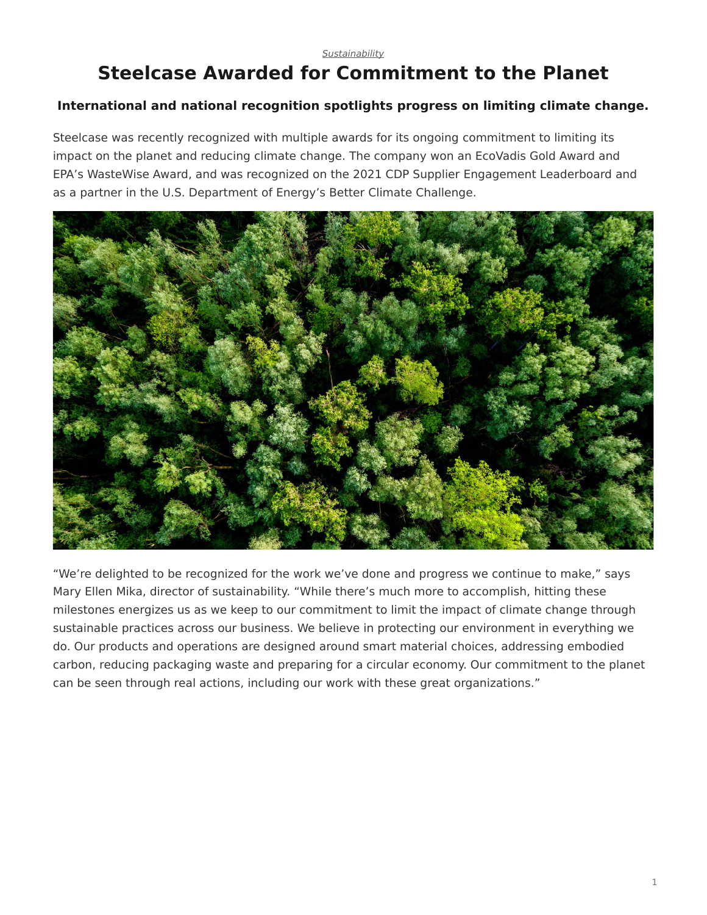*Sustainability*

# Steelcase Awarded for Commitment to the Planet

**International and national recognition spotlights progress on limiting climate change.**

Steelcase was recently recognized with multiple awards for its ongoing commitment to limiting its impact on the planet and reducing climate change. The company won an EcoVadis Gold Award and EPA's WasteWise Award, and was recognized on the 2021 CDP Supplier Engagement Leaderboard and as a partner in the U.S. Department of Energy's Better Climate Challenge.

"We're delighted to be recognized for the work we've done and progress we continue to make," says Mary Ellen Mika, director of sustainability. "While there's much more to accomplish, hitting these milestones energizes us as we keep to our commitment to limit the impact of climate change through sustainable practices across our business. We believe in protecting our environment in everything we do. Our products and operations are designed around smart material choices, addressing embodied carbon, reducing packaging waste and preparing for a circular economy. Our commitment to the planet can be seen through real actions, including our work with these great organizations."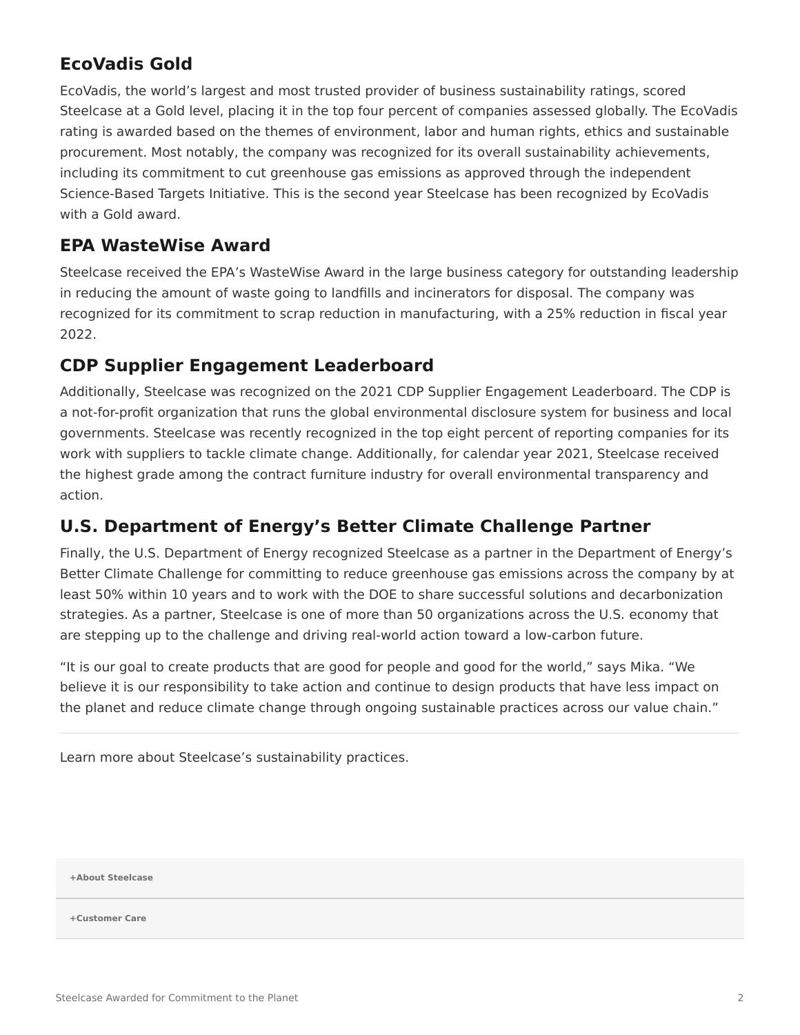## EcoVadis Gold

EcoVadis, the world's largest and most trusted provider of business sustainability ratings, scored Steelcase at a Gold level, placing it in the top four percent of companies assessed globally. The EcoVadis rating is awarded based on the themes of environment, labor and human rights, ethics and sustainable procurement. Most notably, the company was recognized for its overall sustainability achievements, including its commitment to cut greenhouse gas emissions as approved through the independent Science-Based Targets Initiative. This is the second year Steelcase has been recognized by EcoVadis with a Gold award.

## EPA WasteWise Award

Steelcase received the EPA's WasteWise Award in the large business category for outstanding leadership in reducing the amount of waste going to landfills and incinerators for disposal. The company was recognized for its commitment to scrap reduction in manufacturing, with a 25% reduction in fiscal year 2022.

## CDP Supplier Engagement Leaderboard

Additionally, Steelcase was recognized on the 2021 CDP Supplier Engagement Leaderboard. The CDP is a not-for-profit organization that runs the global environmental disclosure system for business and local governments. Steelcase was recently recognized in the top eight percent of reporting companies for its work with suppliers to tackle climate change. Additionally, for calendar year 2021, Steelcase received the highest grade among the contract furniture industry for overall environmental transparency and action.

## U.S. Department of Energy's Better Climate Challenge Partner

Finally, the U.S. Department of Energy recognized Steelcase as a partner in the Department of Energy's Better Climate Challenge for committing to reduce greenhouse gas emissions across the company by at least 50% within 10 years and to work with the DOE to share successful solutions and decarbonization strategies. As a partner, Steelcase is one of more than 50 organizations across the U.S. economy that are stepping up to the challenge and driving real-world action toward a low-carbon future.

"It is our goal to create products that are good for people and good for the world," says Mika. "We believe it is our responsibility to take action and continue to design products that have less impact on the planet and reduce climate change through ongoing sustainable practices across our value chain."

---

Learn more about Steelcase's sustainability practices.

**+About Steelcase**

**+Customer Care**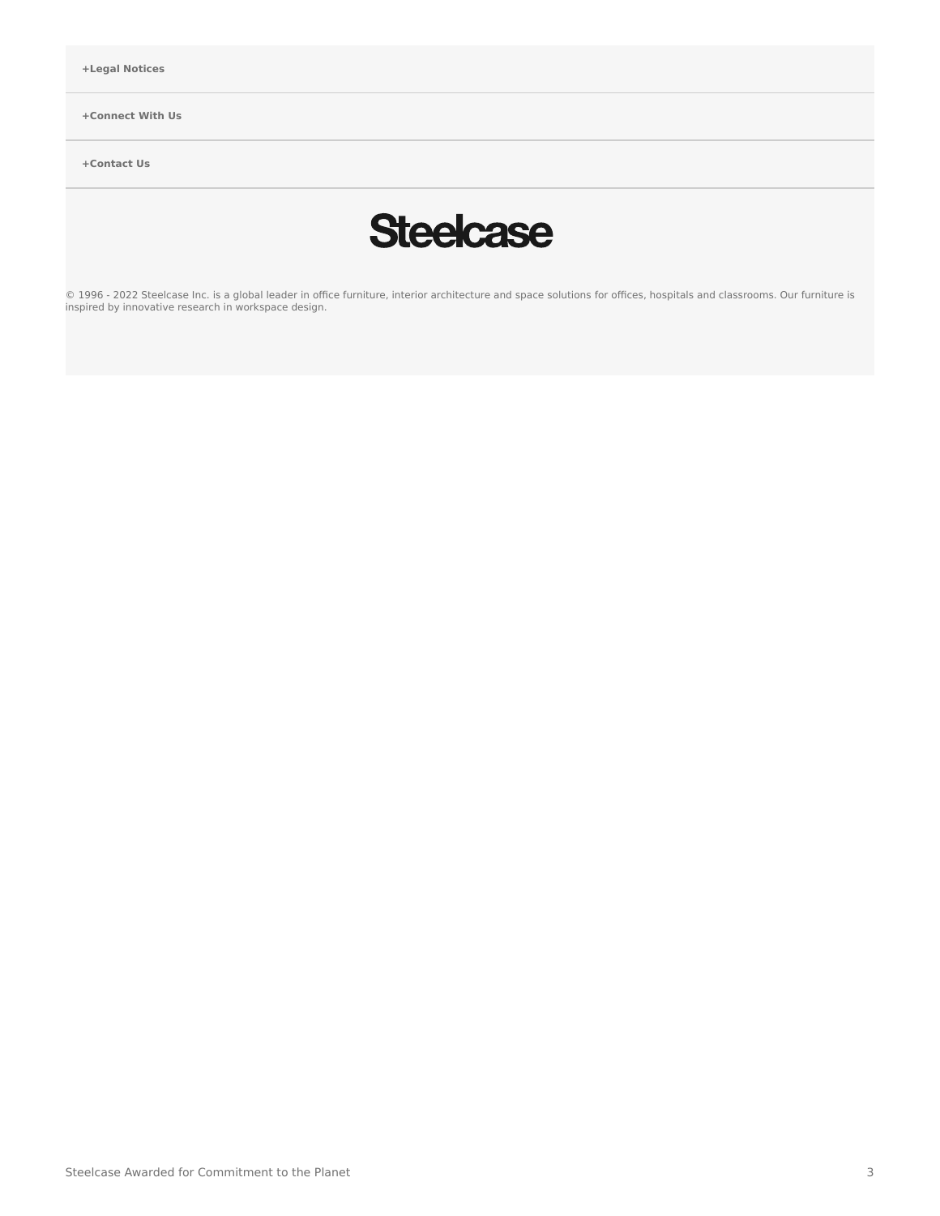**+Legal Notices**

**+Connect With Us**

**+Contact Us**

Steelcase

© 1996 - 2022 Steelcase Inc. is a global leader in office furniture, interior architecture and space solutions for offices, hospitals and classrooms. Our furniture is inspired by innovative research in workspace design.